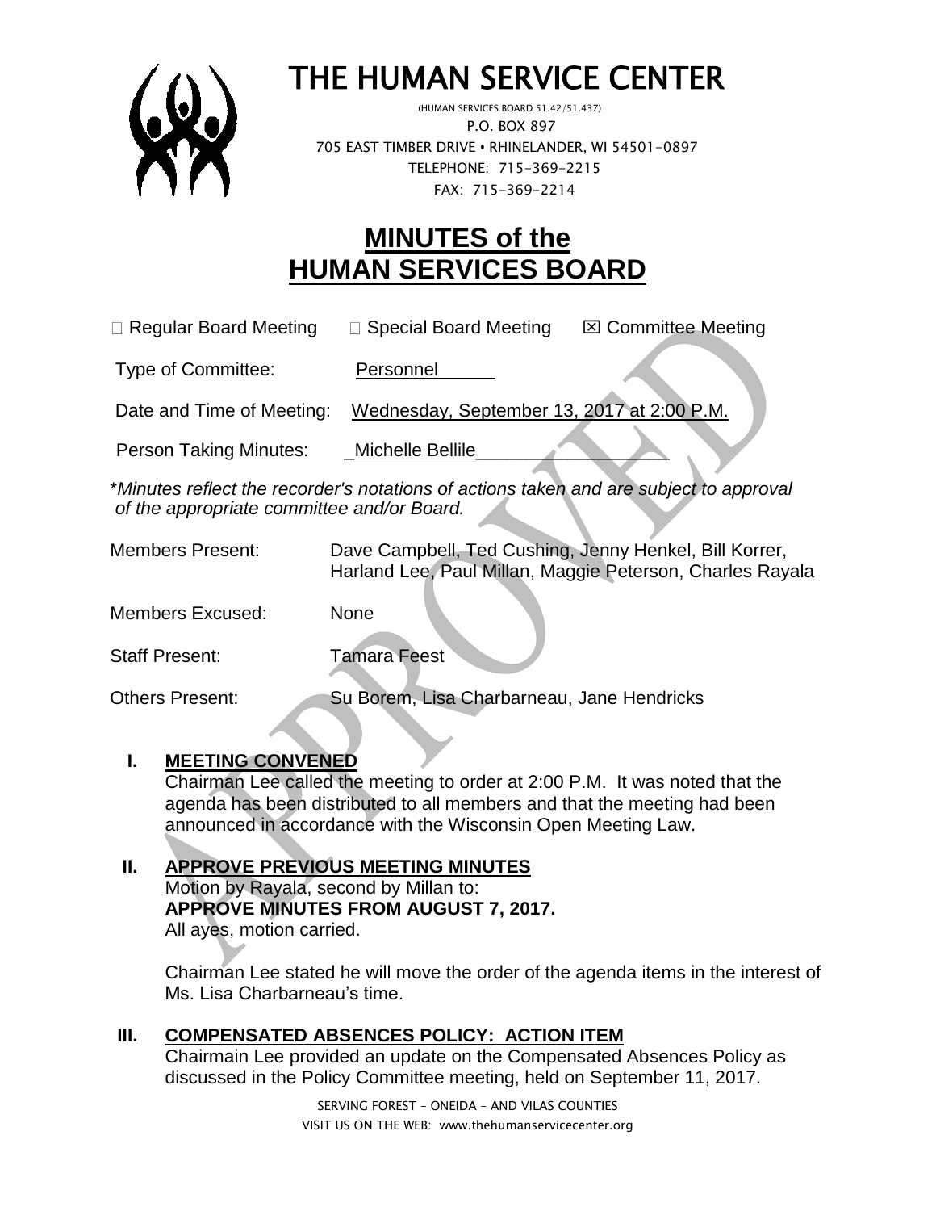# THE HUMAN SERVICE CENTER

(HUMAN SERVICES BOARD 51.42/51.437)
P.O. BOX 897
705 EAST TIMBER DRIVE • RHINELANDER, WI 54501-0897
TELEPHONE: 715-369-2215
FAX: 715-369-2214

# MINUTES of the HUMAN SERVICES BOARD

☐ Regular Board Meeting ☐ Special Board Meeting ☒ Committee Meeting

Type of Committee: Personnel

Date and Time of Meeting: Wednesday, September 13, 2017 at 2:00 P.M.

Person Taking Minutes: Michelle Bellile

*\*Minutes reflect the recorder's notations of actions taken and are subject to approval of the appropriate committee and/or Board.*

Members Present: Dave Campbell, Ted Cushing, Jenny Henkel, Bill Korrer, Harland Lee, Paul Millan, Maggie Peterson, Charles Rayala

Members Excused: None

Staff Present: Tamara Feest

Others Present: Su Borem, Lisa Charbarneau, Jane Hendricks

## I. MEETING CONVENED

Chairman Lee called the meeting to order at 2:00 P.M. It was noted that the agenda has been distributed to all members and that the meeting had been announced in accordance with the Wisconsin Open Meeting Law.

## II. APPROVE PREVIOUS MEETING MINUTES

Motion by Rayala, second by Millan to:
**APPROVE MINUTES FROM AUGUST 7, 2017.**
All ayes, motion carried.

Chairman Lee stated he will move the order of the agenda items in the interest of Ms. Lisa Charbarneau's time.

## III. COMPENSATED ABSENCES POLICY: ACTION ITEM

Chairmain Lee provided an update on the Compensated Absences Policy as discussed in the Policy Committee meeting, held on September 11, 2017.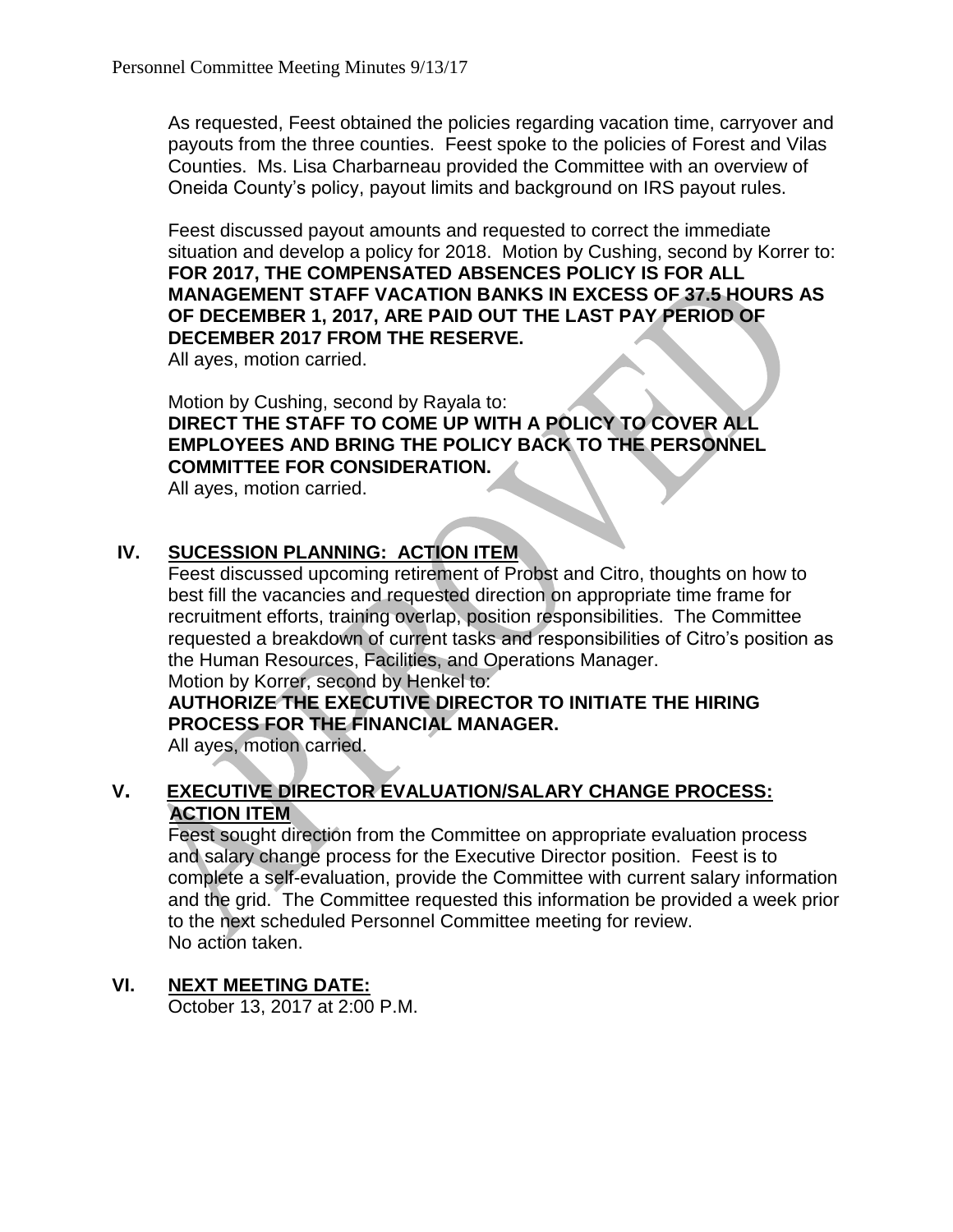As requested, Feest obtained the policies regarding vacation time, carryover and payouts from the three counties. Feest spoke to the policies of Forest and Vilas Counties. Ms. Lisa Charbarneau provided the Committee with an overview of Oneida County's policy, payout limits and background on IRS payout rules.

Feest discussed payout amounts and requested to correct the immediate situation and develop a policy for 2018. Motion by Cushing, second by Korrer to: **FOR 2017, THE COMPENSATED ABSENCES POLICY IS FOR ALL MANAGEMENT STAFF VACATION BANKS IN EXCESS OF 37.5 HOURS AS OF DECEMBER 1, 2017, ARE PAID OUT THE LAST PAY PERIOD OF DECEMBER 2017 FROM THE RESERVE.**
All ayes, motion carried.

Motion by Cushing, second by Rayala to:
**DIRECT THE STAFF TO COME UP WITH A POLICY TO COVER ALL EMPLOYEES AND BRING THE POLICY BACK TO THE PERSONNEL COMMITTEE FOR CONSIDERATION.**
All ayes, motion carried.

## IV. SUCESSION PLANNING: ACTION ITEM

Feest discussed upcoming retirement of Probst and Citro, thoughts on how to best fill the vacancies and requested direction on appropriate time frame for recruitment efforts, training overlap, position responsibilities. The Committee requested a breakdown of current tasks and responsibilities of Citro's position as the Human Resources, Facilities, and Operations Manager.
Motion by Korrer, second by Henkel to:
**AUTHORIZE THE EXECUTIVE DIRECTOR TO INITIATE THE HIRING PROCESS FOR THE FINANCIAL MANAGER.**
All ayes, motion carried.

## V. EXECUTIVE DIRECTOR EVALUATION/SALARY CHANGE PROCESS: ACTION ITEM

Feest sought direction from the Committee on appropriate evaluation process and salary change process for the Executive Director position. Feest is to complete a self-evaluation, provide the Committee with current salary information and the grid. The Committee requested this information be provided a week prior to the next scheduled Personnel Committee meeting for review.
No action taken.

## VI. NEXT MEETING DATE:

October 13, 2017 at 2:00 P.M.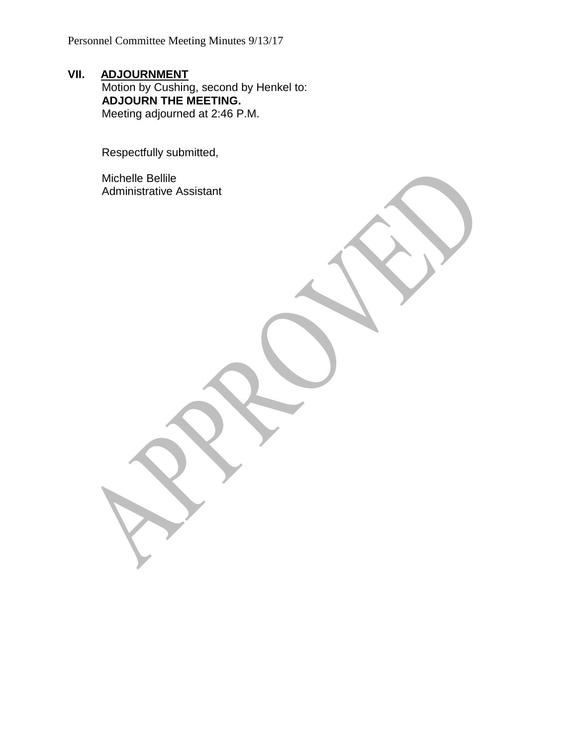## VII. ADJOURNMENT

Motion by Cushing, second by Henkel to:
**ADJOURN THE MEETING.**
Meeting adjourned at 2:46 P.M.

Respectfully submitted,

Michelle Bellile
Administrative Assistant

APPROVED